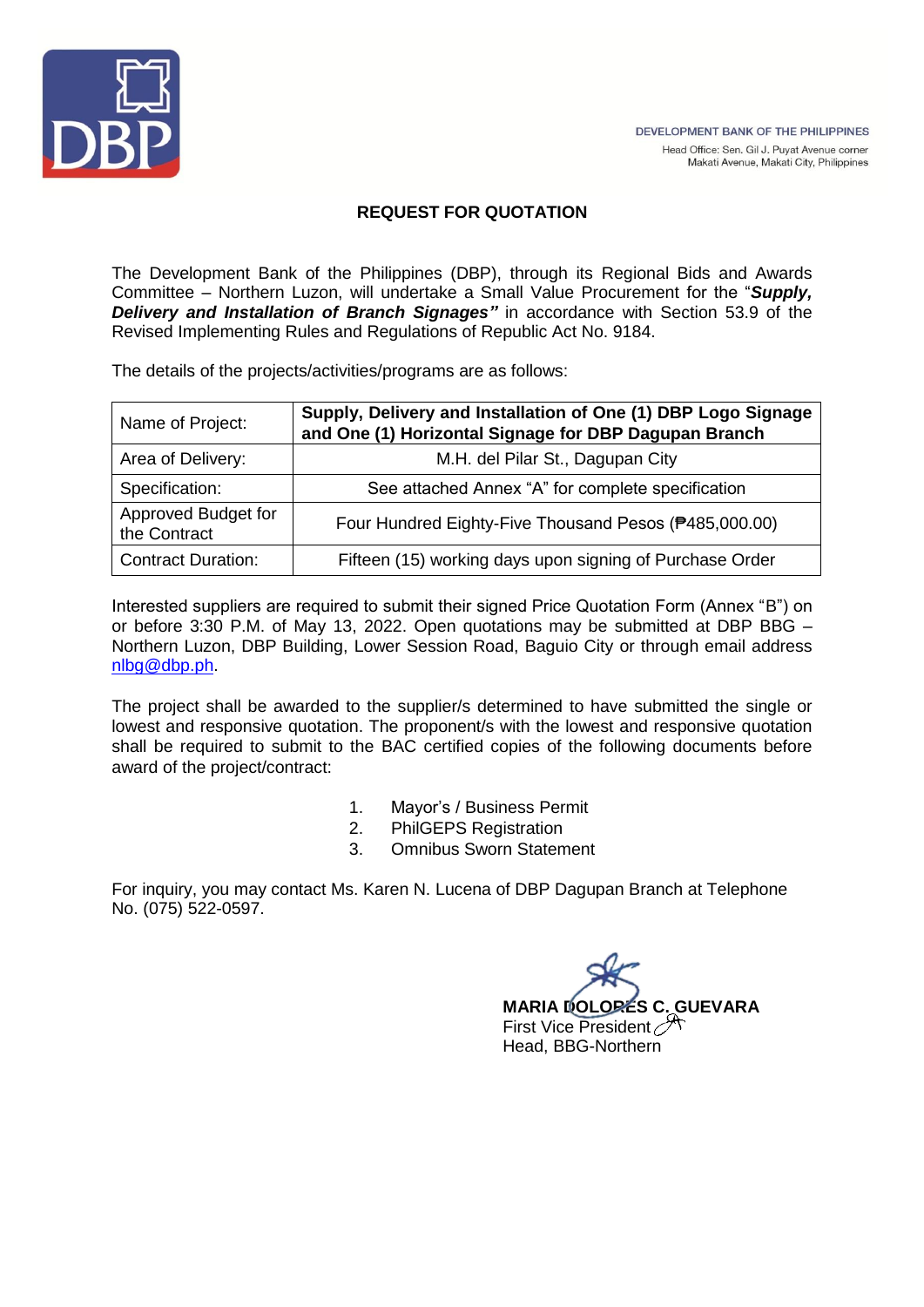DEVELOPMENT BANK OF THE PHILIPPINES
Head Office: Sen. Gil J. Puyat Avenue corner Makati Avenue, Makati City, Philippines

## REQUEST FOR QUOTATION

The Development Bank of the Philippines (DBP), through its Regional Bids and Awards Committee – Northern Luzon, will undertake a Small Value Procurement for the "***Supply, Delivery and Installation of Branch Signages"*** in accordance with Section 53.9 of the Revised Implementing Rules and Regulations of Republic Act No. 9184.

The details of the projects/activities/programs are as follows:

| Name of Project: | **Supply, Delivery and Installation of One (1) DBP Logo Signage and One (1) Horizontal Signage for DBP Dagupan Branch** |
|---|---|
| Area of Delivery: | M.H. del Pilar St., Dagupan City |
| Specification: | See attached Annex "A" for complete specification |
| Approved Budget for the Contract | Four Hundred Eighty-Five Thousand Pesos (₱485,000.00) |
| Contract Duration: | Fifteen (15) working days upon signing of Purchase Order |

Interested suppliers are required to submit their signed Price Quotation Form (Annex "B") on or before 3:30 P.M. of May 13, 2022. Open quotations may be submitted at DBP BBG – Northern Luzon, DBP Building, Lower Session Road, Baguio City or through email address nlbg@dbp.ph.

The project shall be awarded to the supplier/s determined to have submitted the single or lowest and responsive quotation. The proponent/s with the lowest and responsive quotation shall be required to submit to the BAC certified copies of the following documents before award of the project/contract:

1. Mayor's / Business Permit
2. PhilGEPS Registration
3. Omnibus Sworn Statement

For inquiry, you may contact Ms. Karen N. Lucena of DBP Dagupan Branch at Telephone No. (075) 522-0597.

**MARIA DOLORES C. GUEVARA**
First Vice President
Head, BBG-Northern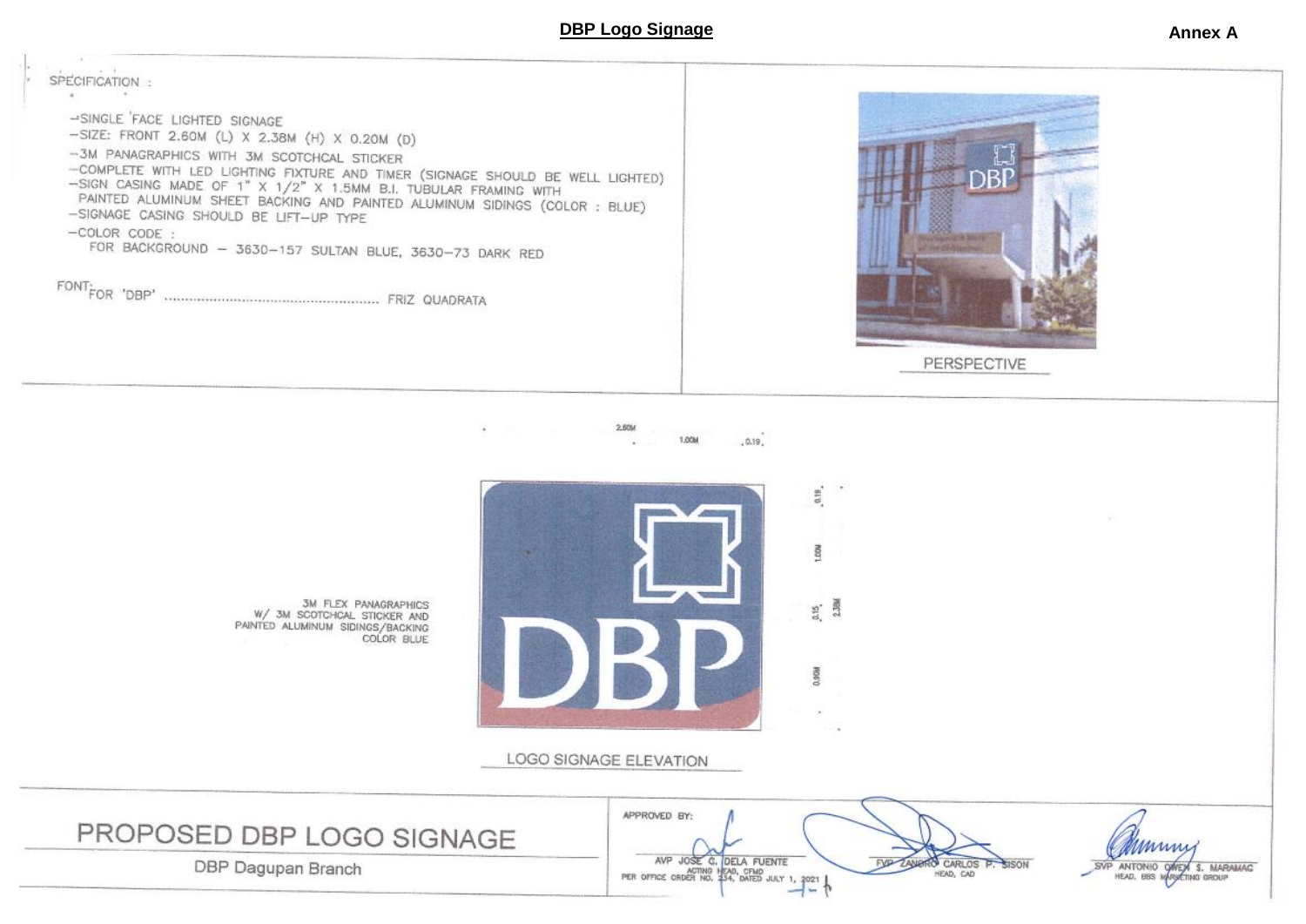## DBP Logo Signage

**Annex A**

SPECIFICATION :

- SINGLE FACE LIGHTED SIGNAGE
- SIZE: FRONT 2.60M (L) X 2.38M (H) X 0.20M (D)
- 3M PANAGRAPHICS WITH 3M SCOTCHCAL STICKER
- COMPLETE WITH LED LIGHTING FIXTURE AND TIMER (SIGNAGE SHOULD BE WELL LIGHTED)
- SIGN CASING MADE OF 1" X 1/2" X 1.5MM B.I. TUBULAR FRAMING WITH PAINTED ALUMINUM SHEET BACKING AND PAINTED ALUMINUM SIDINGS (COLOR : BLUE)
- SIGNAGE CASING SHOULD BE LIFT-UP TYPE
- COLOR CODE :
  FOR BACKGROUND – 3630-157 SULTAN BLUE, 3630-73 DARK RED

FONT:
FOR 'DBP' .................................................. FRIZ QUADRATA

PERSPECTIVE

2.60M 1.00M 0.19

0.18 1.00M 0.15 0.90M 2.38M

3M FLEX PANAGRAPHICS W/ 3M SCOTCHCAL STICKER AND PAINTED ALUMINUM SIDINGS/BACKING COLOR BLUE

DBP

LOGO SIGNAGE ELEVATION

# PROPOSED DBP LOGO SIGNAGE

DBP Dagupan Branch

APPROVED BY:

AVP JOSE C. DELA FUENTE
ACTING HEAD, CFMD
PER OFFICE ORDER NO. 234, DATED JULY 1, 2021

FVP ZANDRO CARLOS P. SISON
HEAD, CAD

SVP ANTONIO OWEN S. MARAMAG
HEAD, BBS MARKETING GROUP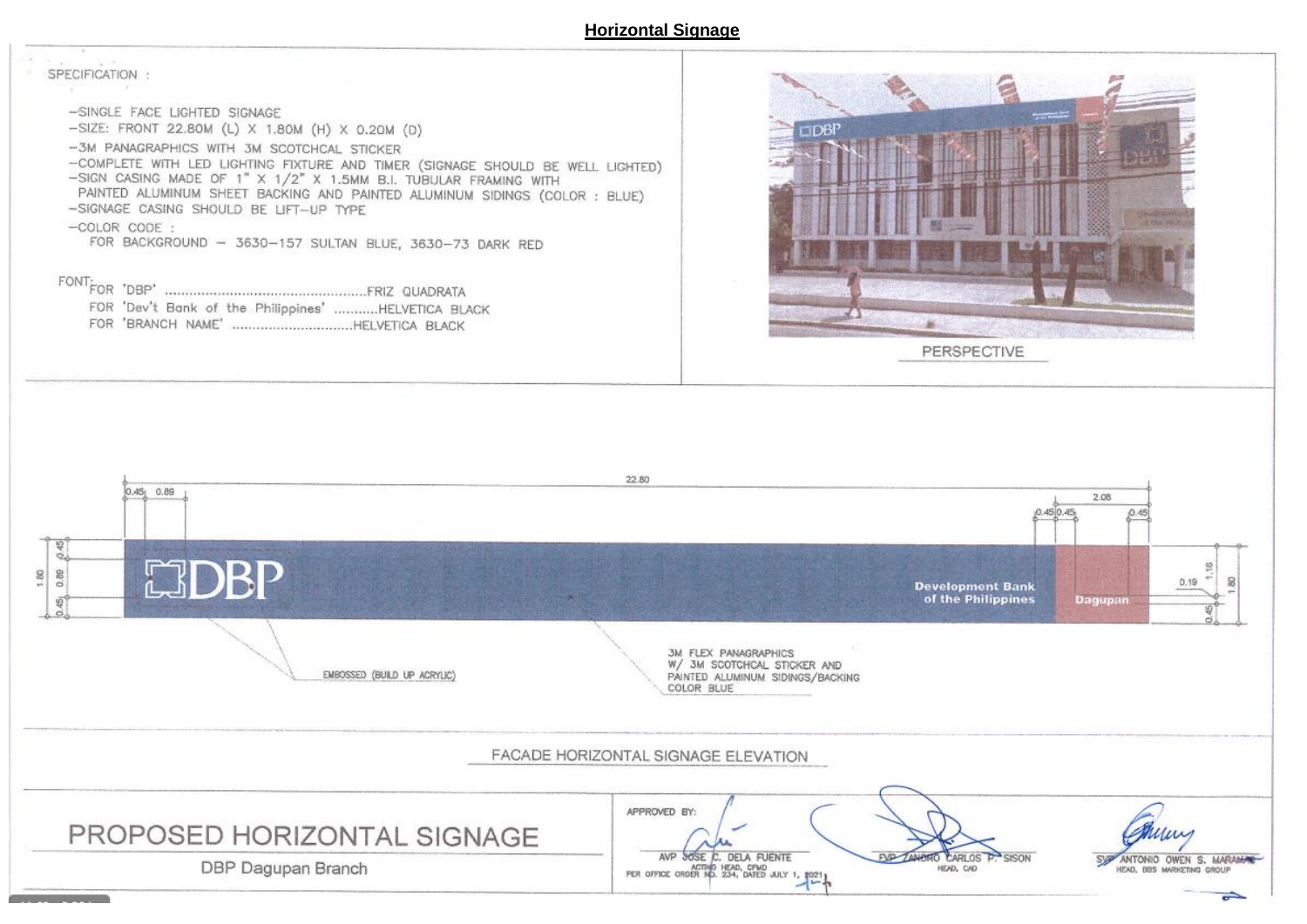**Horizontal Signage**

SPECIFICATION :

- SINGLE FACE LIGHTED SIGNAGE
- SIZE: FRONT 22.80M (L) X 1.80M (H) X 0.20M (D)
- 3M PANAGRAPHICS WITH 3M SCOTCHCAL STICKER
- COMPLETE WITH LED LIGHTING FIXTURE AND TIMER (SIGNAGE SHOULD BE WELL LIGHTED)
- SIGN CASING MADE OF 1" X 1/2" X 1.5MM B.I. TUBULAR FRAMING WITH PAINTED ALUMINUM SHEET BACKING AND PAINTED ALUMINUM SIDINGS (COLOR : BLUE)
- SIGNAGE CASING SHOULD BE LIFT-UP TYPE
- COLOR CODE :
  FOR BACKGROUND – 3630-157 SULTAN BLUE, 3630-73 DARK RED

FONT:
FOR 'DBP' ..................................................FRIZ QUADRATA
FOR 'Dev't Bank of the Philippines' ...........HELVETICA BLACK
FOR 'BRANCH NAME' ..............................HELVETICA BLACK

PERSPECTIVE

22.80
0.45 0.89
2.08
0.45 0.45 0.45
1.80 0.45 0.89 0.45
0.19 1.16 1.80 0.45

DBP
Development Bank of the Philippines
Dagupan

EMBOSSED (BUILD UP ACRYLIC)

3M FLEX PANAGRAPHICS W/ 3M SCOTCHCAL STICKER AND PAINTED ALUMINUM SIDINGS/BACKING COLOR BLUE

FACADE HORIZONTAL SIGNAGE ELEVATION

PROPOSED HORIZONTAL SIGNAGE

DBP Dagupan Branch

APPROVED BY:

AVP JOSE C. DELA FUENTE
ACTING HEAD, CFMD
PER OFFICE ORDER NO. 234, DATED JULY 1, 2021

FVP ZANDRO CARLOS P. SISON
HEAD, CAD

SVP ANTONIO OWEN S. MARAMARA
HEAD, BBS MARKETING GROUP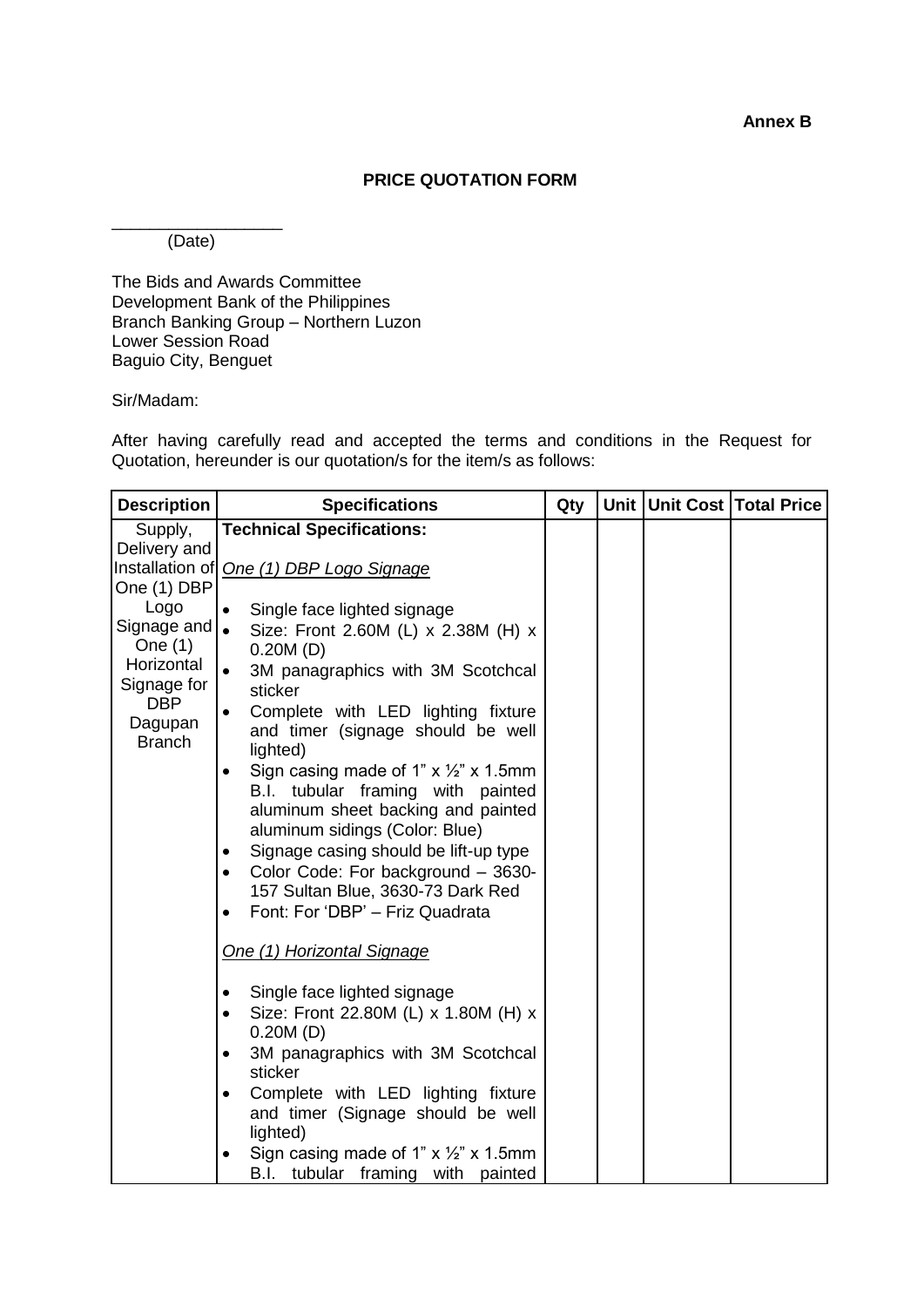**Annex B**

**PRICE QUOTATION FORM**

\_\_\_\_\_\_\_\_\_\_\_\_\_\_\_\_\_\_
(Date)

The Bids and Awards Committee
Development Bank of the Philippines
Branch Banking Group – Northern Luzon
Lower Session Road
Baguio City, Benguet

Sir/Madam:

After having carefully read and accepted the terms and conditions in the Request for Quotation, hereunder is our quotation/s for the item/s as follows:

| Description | Specifications | Qty | Unit | Unit Cost | Total Price |
|---|---|---|---|---|---|
| Supply, Delivery and Installation of One (1) DBP Logo Signage and One (1) Horizontal Signage for DBP Dagupan Branch | **Technical Specifications:**<br><br>*One (1) DBP Logo Signage*<br><br>• Single face lighted signage<br>• Size: Front 2.60M (L) x 2.38M (H) x 0.20M (D)<br>• 3M panagraphics with 3M Scotchcal sticker<br>• Complete with LED lighting fixture and timer (signage should be well lighted)<br>• Sign casing made of 1" x ½" x 1.5mm B.I. tubular framing with painted aluminum sheet backing and painted aluminum sidings (Color: Blue)<br>• Signage casing should be lift-up type<br>• Color Code: For background – 3630-157 Sultan Blue, 3630-73 Dark Red<br>• Font: For 'DBP' – Friz Quadrata<br><br>*One (1) Horizontal Signage*<br><br>• Single face lighted signage<br>• Size: Front 22.80M (L) x 1.80M (H) x 0.20M (D)<br>• 3M panagraphics with 3M Scotchcal sticker<br>• Complete with LED lighting fixture and timer (Signage should be well lighted)<br>• Sign casing made of 1" x ½" x 1.5mm B.I. tubular framing with painted | | | | |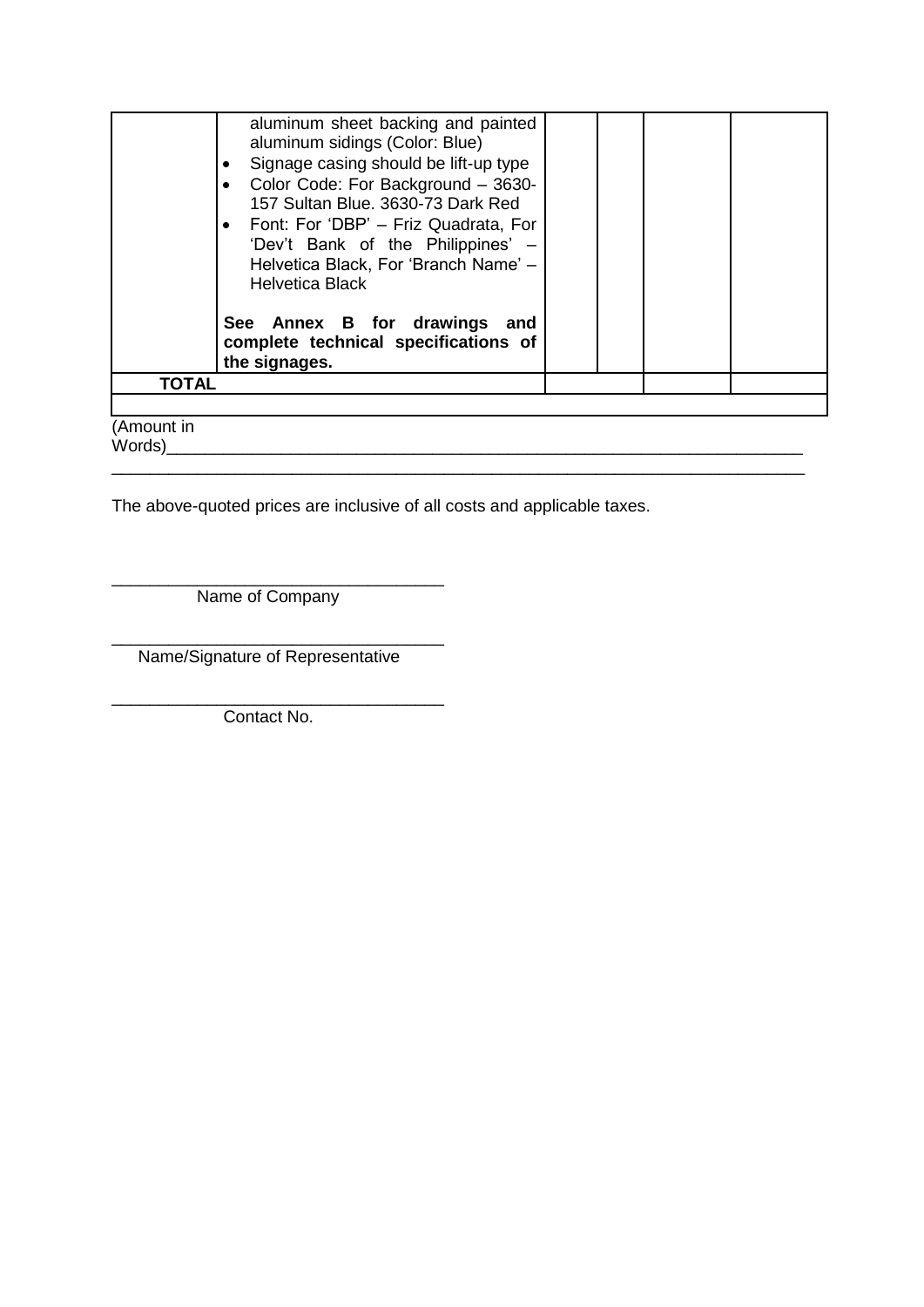| | | | | | |
|---|---|---|---|---|---|
| | aluminum sheet backing and painted aluminum sidings (Color: Blue)<br>• Signage casing should be lift-up type<br>• Color Code: For Background – 3630-157 Sultan Blue. 3630-73 Dark Red<br>• Font: For 'DBP' – Friz Quadrata, For 'Dev't Bank of the Philippines' – Helvetica Black, For 'Branch Name' – Helvetica Black<br><br>**See Annex B for drawings and complete technical specifications of the signages.** | | | | |
| **TOTAL** | | | | | |
| | | | | | |

(Amount in Words)_______________________________________________________________________
_____________________________________________________________________________

The above-quoted prices are inclusive of all costs and applicable taxes.

___________________________________
Name of Company

___________________________________
Name/Signature of Representative

___________________________________
Contact No.